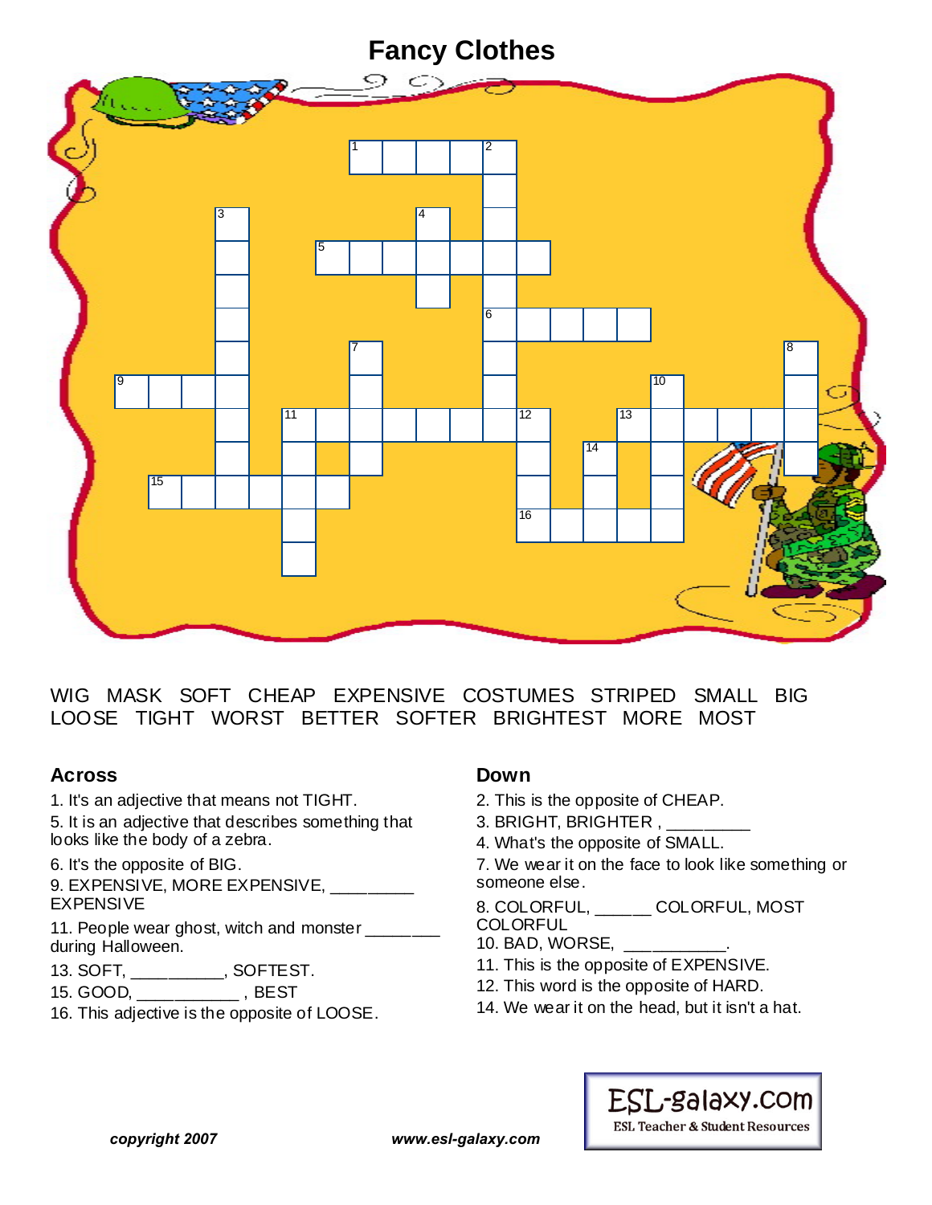# Fancy Clothes

WIG MASK SOFT CHEAP EXPENSIVE COSTUMES STRIPED SMALL BIG LOOSE TIGHT WORST BETTER SOFTER BRIGHTEST MORE MOST

### Across

1. It's an adjective that means not TIGHT.
5. It is an adjective that describes something that looks like the body of a zebra.
6. It's the opposite of BIG.
9. EXPENSIVE, MORE EXPENSIVE, _________ EXPENSIVE
11. People wear ghost, witch and monster ________ during Halloween.
13. SOFT, __________, SOFTEST.
15. GOOD, ___________ , BEST
16. This adjective is the opposite of LOOSE.

### Down

2. This is the opposite of CHEAP.
3. BRIGHT, BRIGHTER , _________
4. What's the opposite of SMALL.
7. We wear it on the face to look like something or someone else.
8. COLORFUL, ______ COLORFUL, MOST COLORFUL
10. BAD, WORSE, ___________.
11. This is the opposite of EXPENSIVE.
12. This word is the opposite of HARD.
14. We wear it on the head, but it isn't a hat.

***copyright 2007*** ***www.esl-galaxy.com***

ESL-galaxy.com
ESL Teacher & Student Resources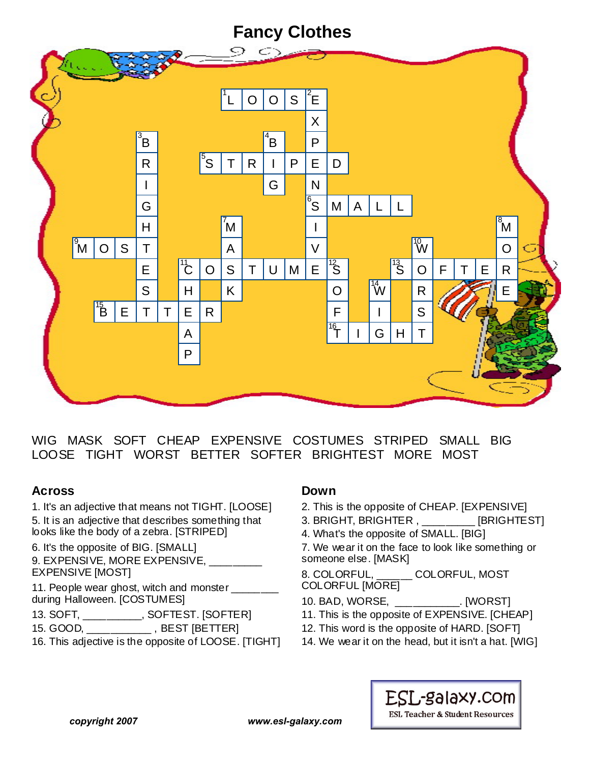# Fancy Clothes

WIG MASK SOFT CHEAP EXPENSIVE COSTUMES STRIPED SMALL BIG LOOSE TIGHT WORST BETTER SOFTER BRIGHTEST MORE MOST

### Across

1. It's an adjective that means not TIGHT. [LOOSE]
5. It is an adjective that describes something that looks like the body of a zebra. [STRIPED]
6. It's the opposite of BIG. [SMALL]
9. EXPENSIVE, MORE EXPENSIVE, _________ EXPENSIVE [MOST]
11. People wear ghost, witch and monster ________ during Halloween. [COSTUMES]
13. SOFT, __________, SOFTEST. [SOFTER]
15. GOOD, ___________ , BEST [BETTER]
16. This adjective is the opposite of LOOSE. [TIGHT]

### Down

2. This is the opposite of CHEAP. [EXPENSIVE]
3. BRIGHT, BRIGHTER , _________ [BRIGHTEST]
4. What's the opposite of SMALL. [BIG]
7. We wear it on the face to look like something or someone else. [MASK]
8. COLORFUL, ______ COLORFUL, MOST COLORFUL [MORE]
10. BAD, WORSE, ___________. [WORST]
11. This is the opposite of EXPENSIVE. [CHEAP]
12. This word is the opposite of HARD. [SOFT]
14. We wear it on the head, but it isn't a hat. [WIG]

*copyright 2007* *www.esl-galaxy.com*

ESL-galaxy.com
ESL Teacher & Student Resources